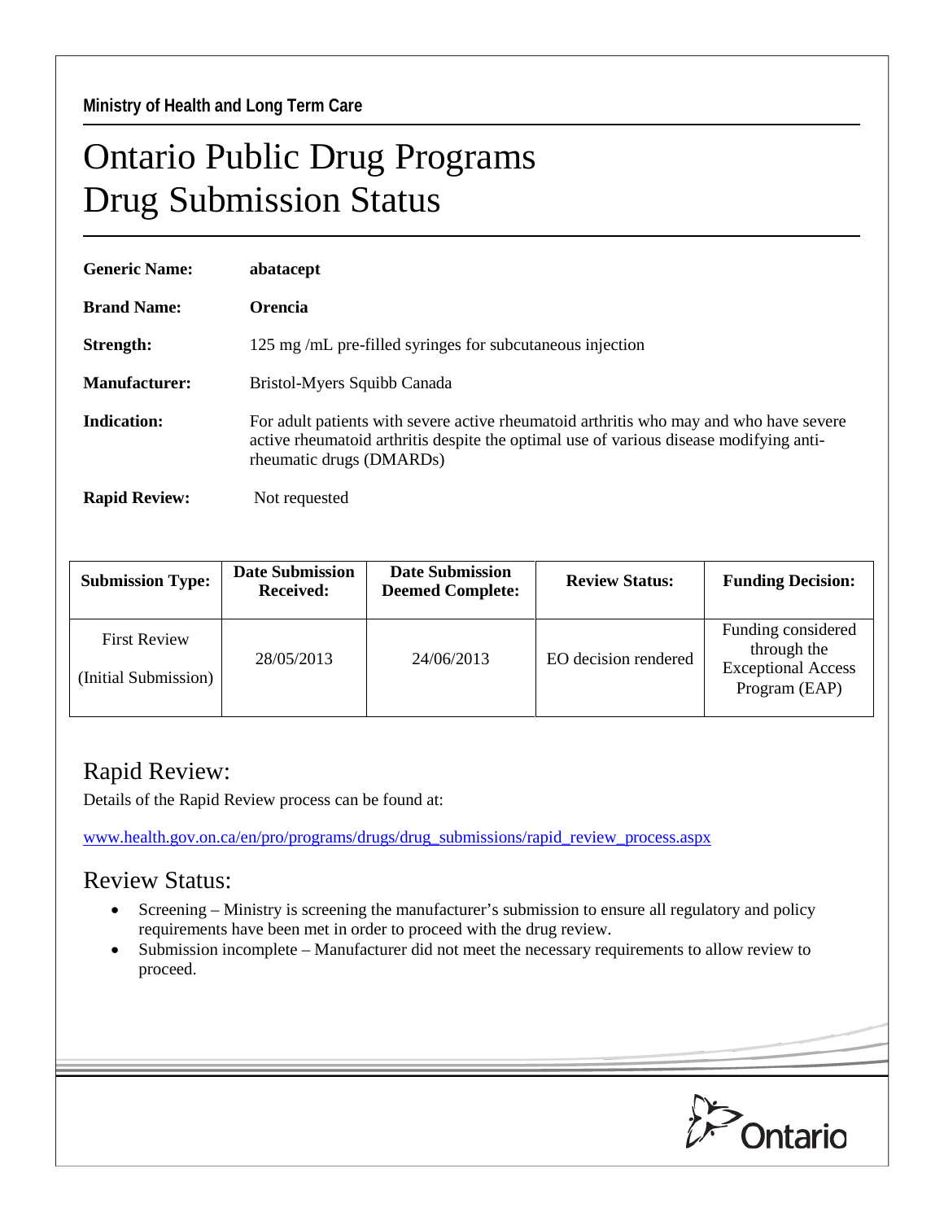Ministry of Health and Long Term Care

# Ontario Public Drug Programs
# Drug Submission Status

**Generic Name:** **abatacept**

**Brand Name:** **Orencia**

**Strength:** 125 mg /mL pre-filled syringes for subcutaneous injection

**Manufacturer:** Bristol-Myers Squibb Canada

**Indication:** For adult patients with severe active rheumatoid arthritis who may and who have severe active rheumatoid arthritis despite the optimal use of various disease modifying anti-rheumatic drugs (DMARDs)

**Rapid Review:** Not requested

| Submission Type: | Date Submission Received: | Date Submission Deemed Complete: | Review Status: | Funding Decision: |
|---|---|---|---|---|
| First Review (Initial Submission) | 28/05/2013 | 24/06/2013 | EO decision rendered | Funding considered through the Exceptional Access Program (EAP) |

## Rapid Review:

Details of the Rapid Review process can be found at:

www.health.gov.on.ca/en/pro/programs/drugs/drug_submissions/rapid_review_process.aspx

## Review Status:

- Screening – Ministry is screening the manufacturer's submission to ensure all regulatory and policy requirements have been met in order to proceed with the drug review.
- Submission incomplete – Manufacturer did not meet the necessary requirements to allow review to proceed.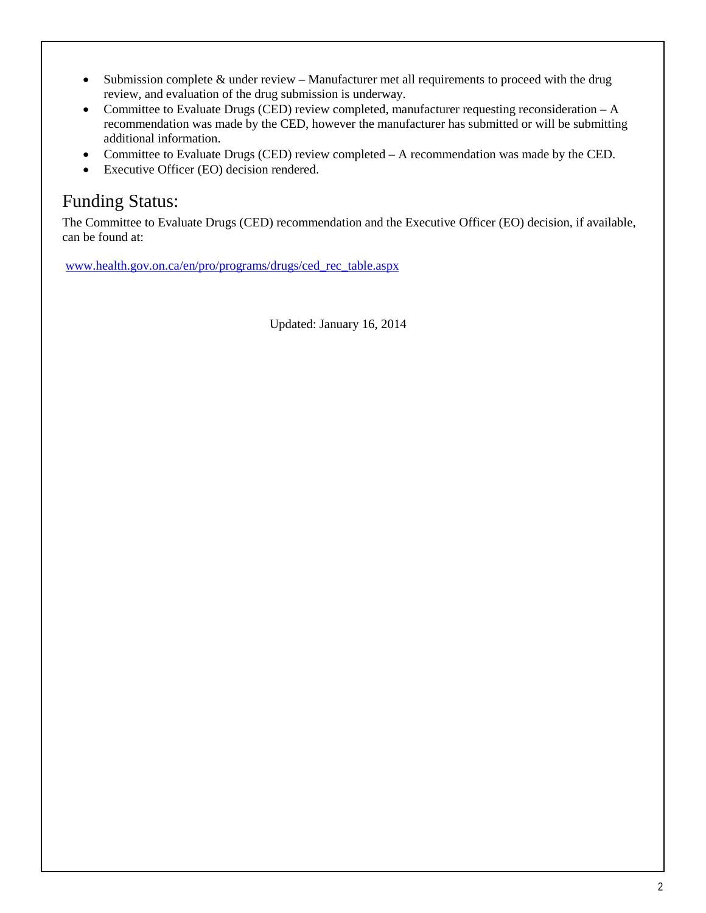- Submission complete & under review – Manufacturer met all requirements to proceed with the drug review, and evaluation of the drug submission is underway.
- Committee to Evaluate Drugs (CED) review completed, manufacturer requesting reconsideration – A recommendation was made by the CED, however the manufacturer has submitted or will be submitting additional information.
- Committee to Evaluate Drugs (CED) review completed – A recommendation was made by the CED.
- Executive Officer (EO) decision rendered.

## Funding Status:

The Committee to Evaluate Drugs (CED) recommendation and the Executive Officer (EO) decision, if available, can be found at:

www.health.gov.on.ca/en/pro/programs/drugs/ced_rec_table.aspx

Updated: January 16, 2014